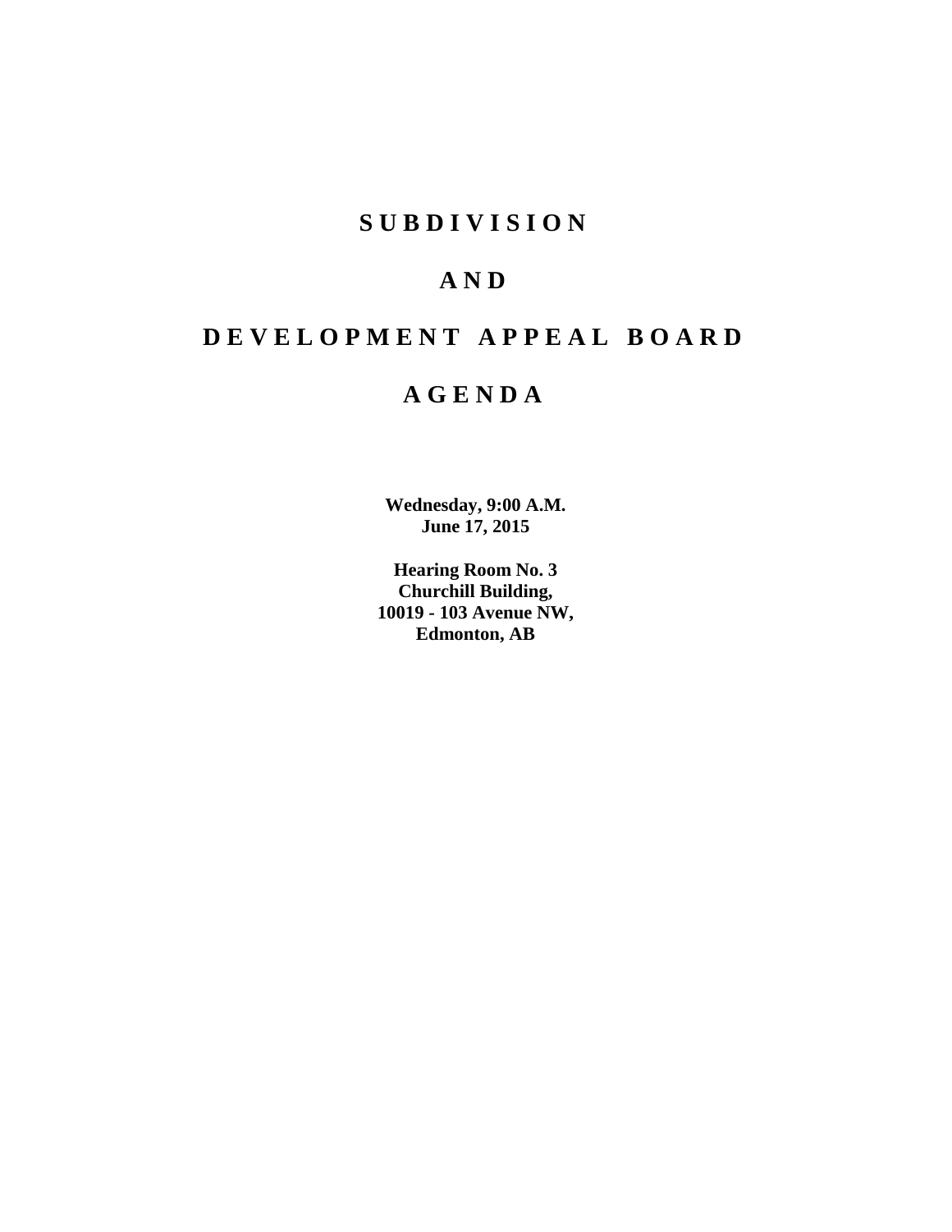# S U B D I V I S I O N

# A N D

# D E V E L O P M E N T   A P P E A L   B O A R D

# A G E N D A

**Wednesday, 9:00 A.M.**
**June 17, 2015**

**Hearing Room No. 3**
**Churchill Building,**
**10019 - 103 Avenue NW,**
**Edmonton, AB**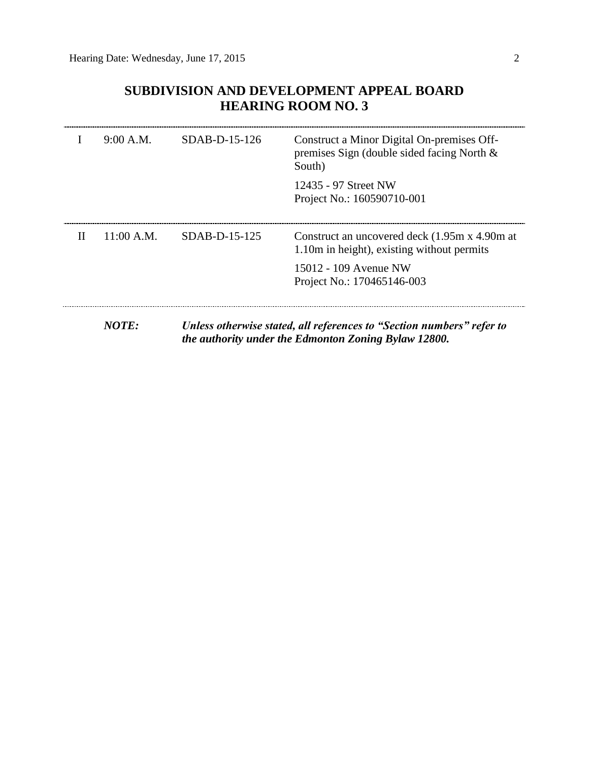# SUBDIVISION AND DEVELOPMENT APPEAL BOARD
## HEARING ROOM NO. 3

| | | | |
|---|---|---|---|
| I | 9:00 A.M. | SDAB-D-15-126 | Construct a Minor Digital On-premises Off-premises Sign (double sided facing North & South)<br><br>12435 - 97 Street NW<br>Project No.: 160590710-001 |
| II | 11:00 A.M. | SDAB-D-15-125 | Construct an uncovered deck (1.95m x 4.90m at 1.10m in height), existing without permits<br><br>15012 - 109 Avenue NW<br>Project No.: 170465146-003 |

***NOTE:*** ***Unless otherwise stated, all references to "Section numbers" refer to the authority under the Edmonton Zoning Bylaw 12800.***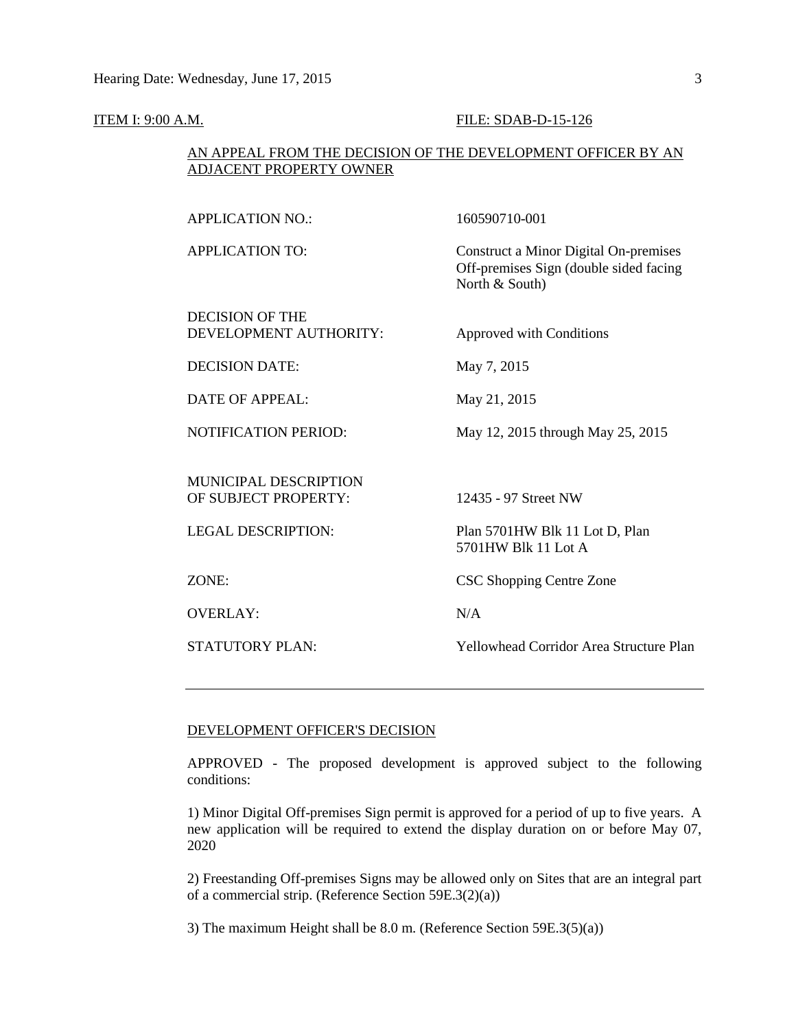ITEM I: 9:00 A.M. FILE: SDAB-D-15-126

AN APPEAL FROM THE DECISION OF THE DEVELOPMENT OFFICER BY AN ADJACENT PROPERTY OWNER

| | |
|---|---|
| APPLICATION NO.: | 160590710-001 |
| APPLICATION TO: | Construct a Minor Digital On-premises Off-premises Sign (double sided facing North & South) |
| DECISION OF THE DEVELOPMENT AUTHORITY: | Approved with Conditions |
| DECISION DATE: | May 7, 2015 |
| DATE OF APPEAL: | May 21, 2015 |
| NOTIFICATION PERIOD: | May 12, 2015 through May 25, 2015 |
| MUNICIPAL DESCRIPTION OF SUBJECT PROPERTY: | 12435 - 97 Street NW |
| LEGAL DESCRIPTION: | Plan 5701HW Blk 11 Lot D, Plan 5701HW Blk 11 Lot A |
| ZONE: | CSC Shopping Centre Zone |
| OVERLAY: | N/A |
| STATUTORY PLAN: | Yellowhead Corridor Area Structure Plan |

---

DEVELOPMENT OFFICER'S DECISION

APPROVED - The proposed development is approved subject to the following conditions:

1) Minor Digital Off-premises Sign permit is approved for a period of up to five years. A new application will be required to extend the display duration on or before May 07, 2020

2) Freestanding Off-premises Signs may be allowed only on Sites that are an integral part of a commercial strip. (Reference Section 59E.3(2)(a))

3) The maximum Height shall be 8.0 m. (Reference Section 59E.3(5)(a))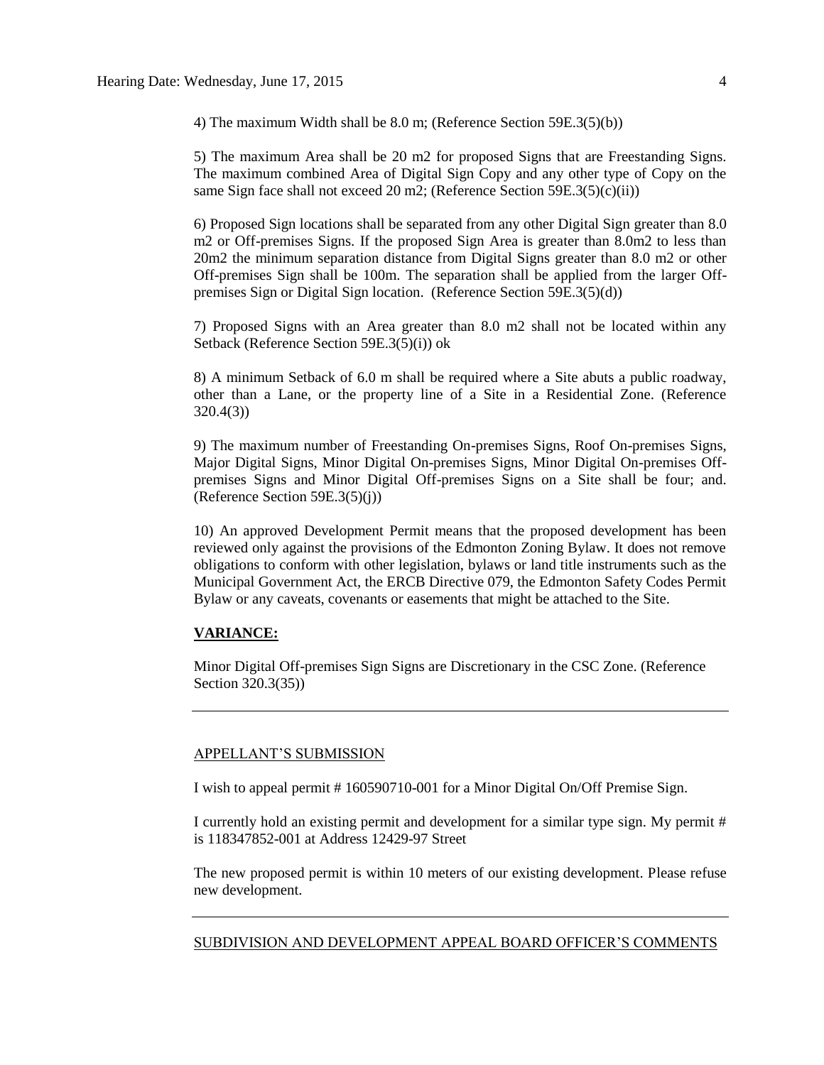4) The maximum Width shall be 8.0 m; (Reference Section 59E.3(5)(b))

5) The maximum Area shall be 20 m2 for proposed Signs that are Freestanding Signs. The maximum combined Area of Digital Sign Copy and any other type of Copy on the same Sign face shall not exceed 20 m2; (Reference Section 59E.3(5)(c)(ii))

6) Proposed Sign locations shall be separated from any other Digital Sign greater than 8.0 m2 or Off-premises Signs. If the proposed Sign Area is greater than 8.0m2 to less than 20m2 the minimum separation distance from Digital Signs greater than 8.0 m2 or other Off-premises Sign shall be 100m. The separation shall be applied from the larger Off-premises Sign or Digital Sign location. (Reference Section 59E.3(5)(d))

7) Proposed Signs with an Area greater than 8.0 m2 shall not be located within any Setback (Reference Section 59E.3(5)(i)) ok

8) A minimum Setback of 6.0 m shall be required where a Site abuts a public roadway, other than a Lane, or the property line of a Site in a Residential Zone. (Reference 320.4(3))

9) The maximum number of Freestanding On-premises Signs, Roof On-premises Signs, Major Digital Signs, Minor Digital On-premises Signs, Minor Digital On-premises Off-premises Signs and Minor Digital Off-premises Signs on a Site shall be four; and. (Reference Section 59E.3(5)(j))

10) An approved Development Permit means that the proposed development has been reviewed only against the provisions of the Edmonton Zoning Bylaw. It does not remove obligations to conform with other legislation, bylaws or land title instruments such as the Municipal Government Act, the ERCB Directive 079, the Edmonton Safety Codes Permit Bylaw or any caveats, covenants or easements that might be attached to the Site.

**VARIANCE:**

Minor Digital Off-premises Sign Signs are Discretionary in the CSC Zone. (Reference Section 320.3(35))

---

APPELLANT'S SUBMISSION

I wish to appeal permit # 160590710-001 for a Minor Digital On/Off Premise Sign.

I currently hold an existing permit and development for a similar type sign. My permit # is 118347852-001 at Address 12429-97 Street

The new proposed permit is within 10 meters of our existing development. Please refuse new development.

---

SUBDIVISION AND DEVELOPMENT APPEAL BOARD OFFICER'S COMMENTS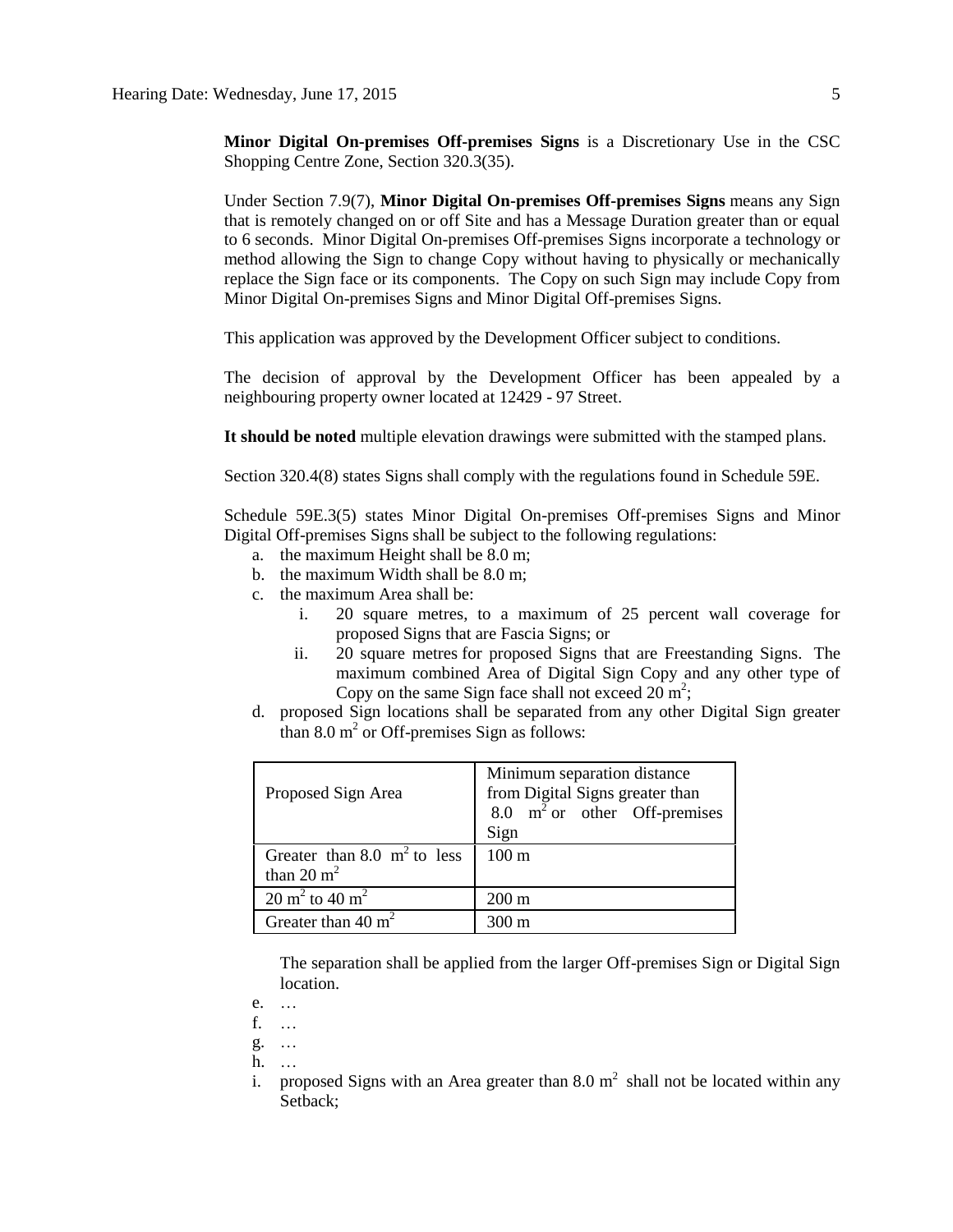**Minor Digital On-premises Off-premises Signs** is a Discretionary Use in the CSC Shopping Centre Zone, Section 320.3(35).

Under Section 7.9(7), **Minor Digital On-premises Off-premises Signs** means any Sign that is remotely changed on or off Site and has a Message Duration greater than or equal to 6 seconds. Minor Digital On-premises Off-premises Signs incorporate a technology or method allowing the Sign to change Copy without having to physically or mechanically replace the Sign face or its components. The Copy on such Sign may include Copy from Minor Digital On-premises Signs and Minor Digital Off-premises Signs.

This application was approved by the Development Officer subject to conditions.

The decision of approval by the Development Officer has been appealed by a neighbouring property owner located at 12429 - 97 Street.

**It should be noted** multiple elevation drawings were submitted with the stamped plans.

Section 320.4(8) states Signs shall comply with the regulations found in Schedule 59E.

Schedule 59E.3(5) states Minor Digital On-premises Off-premises Signs and Minor Digital Off-premises Signs shall be subject to the following regulations:

a. the maximum Height shall be 8.0 m;
b. the maximum Width shall be 8.0 m;
c. the maximum Area shall be:
   i. 20 square metres, to a maximum of 25 percent wall coverage for proposed Signs that are Fascia Signs; or
   ii. 20 square metres for proposed Signs that are Freestanding Signs. The maximum combined Area of Digital Sign Copy and any other type of Copy on the same Sign face shall not exceed 20 $m^2$;
d. proposed Sign locations shall be separated from any other Digital Sign greater than 8.0 $m^2$ or Off-premises Sign as follows:

| Proposed Sign Area | Minimum separation distance from Digital Signs greater than 8.0 $m^2$ or other Off-premises Sign |
|---|---|
| Greater than 8.0 $m^2$ to less than 20 $m^2$ | 100 m |
| 20 $m^2$ to 40 $m^2$ | 200 m |
| Greater than 40 $m^2$ | 300 m |

   The separation shall be applied from the larger Off-premises Sign or Digital Sign location.

e. …
f. …
g. …
h. …
i. proposed Signs with an Area greater than 8.0 $m^2$ shall not be located within any Setback;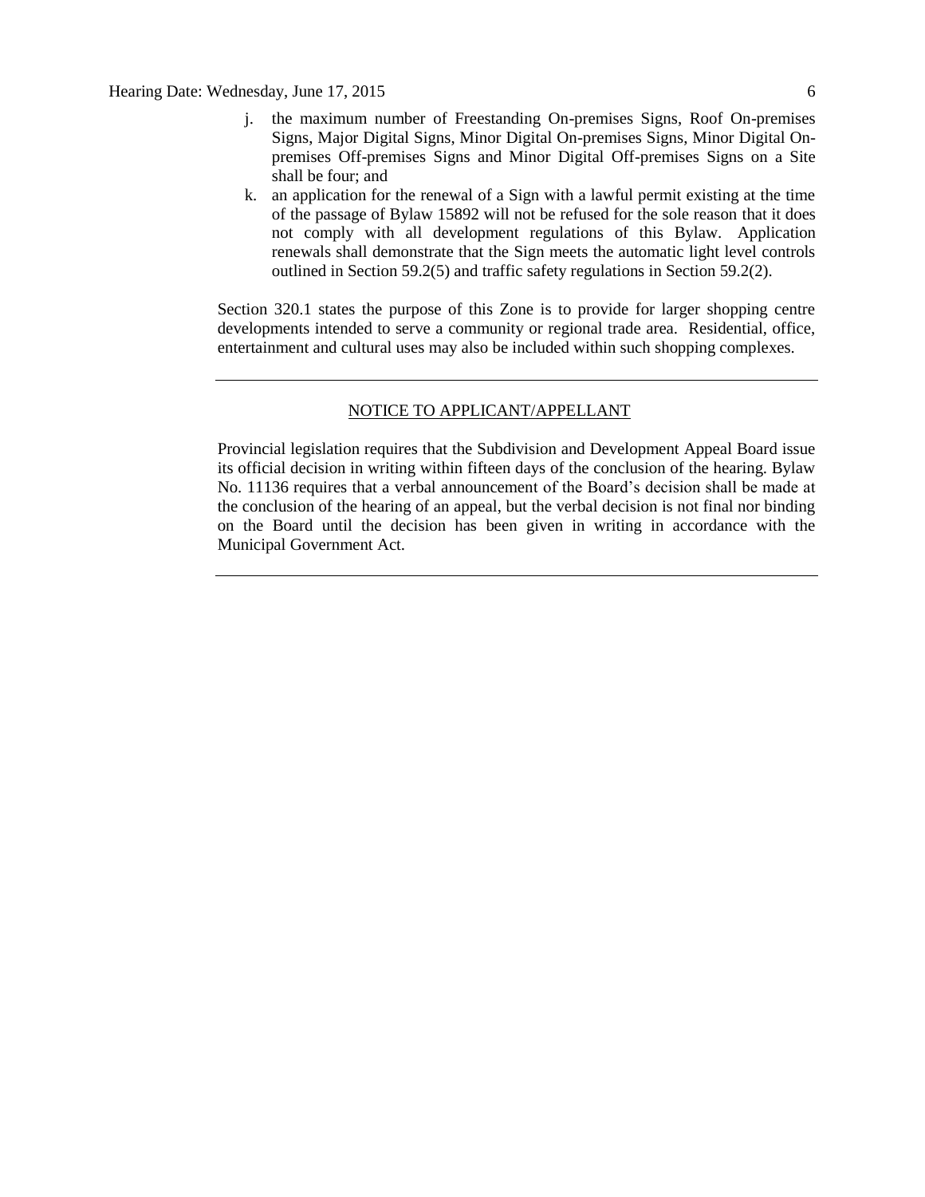j. the maximum number of Freestanding On-premises Signs, Roof On-premises Signs, Major Digital Signs, Minor Digital On-premises Signs, Minor Digital On-premises Off-premises Signs and Minor Digital Off-premises Signs on a Site shall be four; and
k. an application for the renewal of a Sign with a lawful permit existing at the time of the passage of Bylaw 15892 will not be refused for the sole reason that it does not comply with all development regulations of this Bylaw. Application renewals shall demonstrate that the Sign meets the automatic light level controls outlined in Section 59.2(5) and traffic safety regulations in Section 59.2(2).

Section 320.1 states the purpose of this Zone is to provide for larger shopping centre developments intended to serve a community or regional trade area. Residential, office, entertainment and cultural uses may also be included within such shopping complexes.

---

NOTICE TO APPLICANT/APPELLANT

Provincial legislation requires that the Subdivision and Development Appeal Board issue its official decision in writing within fifteen days of the conclusion of the hearing. Bylaw No. 11136 requires that a verbal announcement of the Board's decision shall be made at the conclusion of the hearing of an appeal, but the verbal decision is not final nor binding on the Board until the decision has been given in writing in accordance with the Municipal Government Act.

---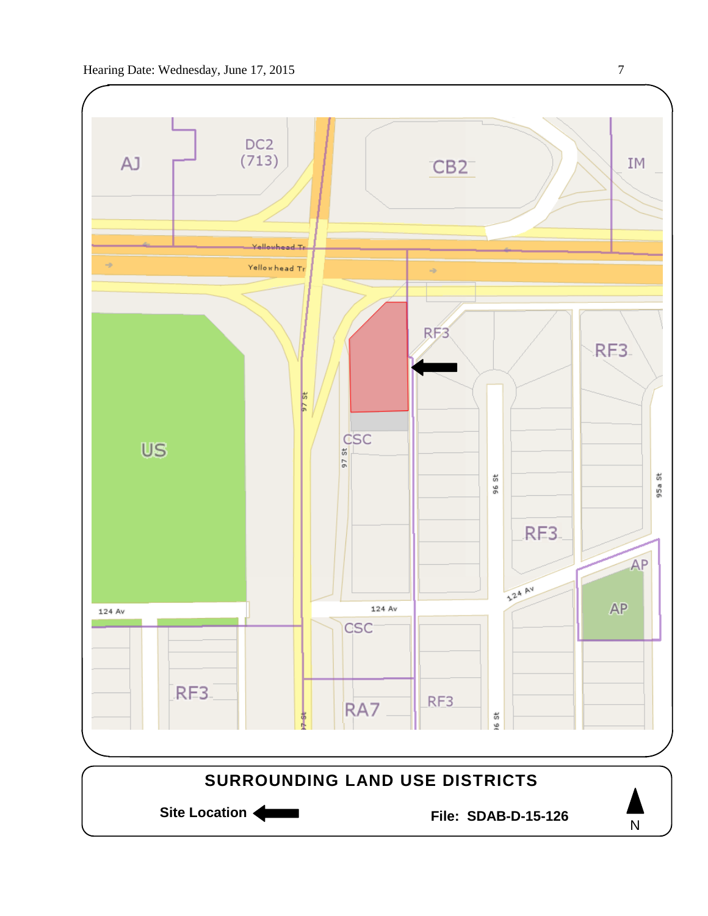## SURROUNDING LAND USE DISTRICTS

**Site Location** ⬅

**File: SDAB-D-15-126**

N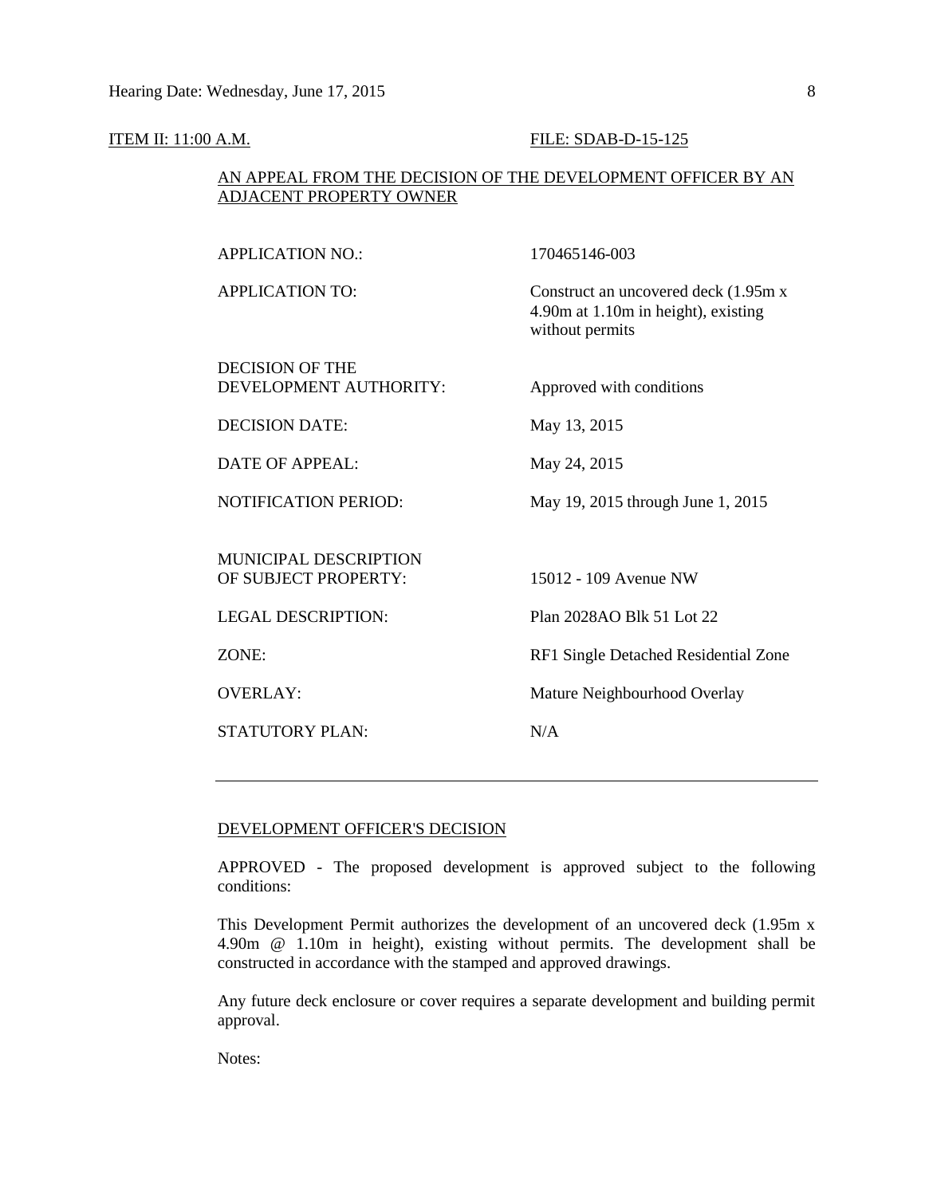ITEM II: 11:00 A.M. FILE: SDAB-D-15-125

AN APPEAL FROM THE DECISION OF THE DEVELOPMENT OFFICER BY AN ADJACENT PROPERTY OWNER

| | |
|---|---|
| APPLICATION NO.: | 170465146-003 |
| APPLICATION TO: | Construct an uncovered deck (1.95m x 4.90m at 1.10m in height), existing without permits |
| DECISION OF THE DEVELOPMENT AUTHORITY: | Approved with conditions |
| DECISION DATE: | May 13, 2015 |
| DATE OF APPEAL: | May 24, 2015 |
| NOTIFICATION PERIOD: | May 19, 2015 through June 1, 2015 |
| MUNICIPAL DESCRIPTION OF SUBJECT PROPERTY: | 15012 - 109 Avenue NW |
| LEGAL DESCRIPTION: | Plan 2028AO Blk 51 Lot 22 |
| ZONE: | RF1 Single Detached Residential Zone |
| OVERLAY: | Mature Neighbourhood Overlay |
| STATUTORY PLAN: | N/A |

---

DEVELOPMENT OFFICER'S DECISION

APPROVED - The proposed development is approved subject to the following conditions:

This Development Permit authorizes the development of an uncovered deck (1.95m x 4.90m @ 1.10m in height), existing without permits. The development shall be constructed in accordance with the stamped and approved drawings.

Any future deck enclosure or cover requires a separate development and building permit approval.

Notes: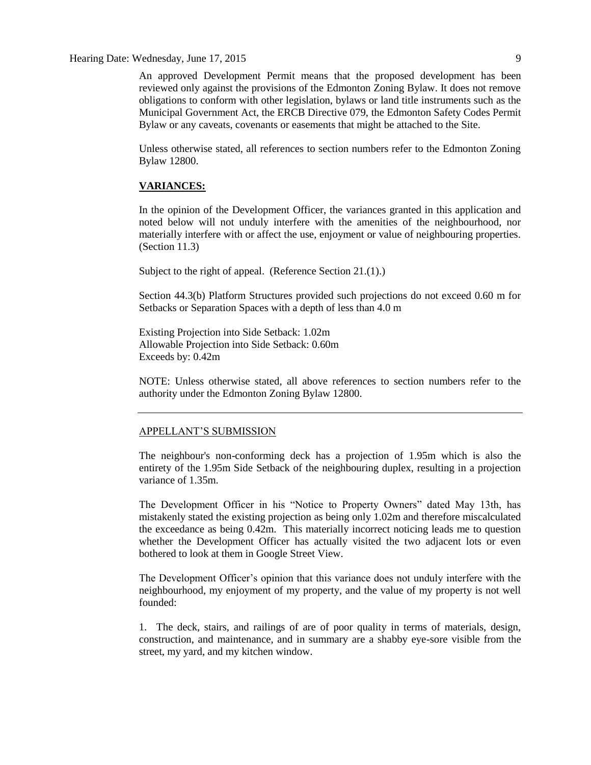An approved Development Permit means that the proposed development has been reviewed only against the provisions of the Edmonton Zoning Bylaw. It does not remove obligations to conform with other legislation, bylaws or land title instruments such as the Municipal Government Act, the ERCB Directive 079, the Edmonton Safety Codes Permit Bylaw or any caveats, covenants or easements that might be attached to the Site.

Unless otherwise stated, all references to section numbers refer to the Edmonton Zoning Bylaw 12800.

**VARIANCES:**

In the opinion of the Development Officer, the variances granted in this application and noted below will not unduly interfere with the amenities of the neighbourhood, nor materially interfere with or affect the use, enjoyment or value of neighbouring properties. (Section 11.3)

Subject to the right of appeal. (Reference Section 21.(1).)

Section 44.3(b) Platform Structures provided such projections do not exceed 0.60 m for Setbacks or Separation Spaces with a depth of less than 4.0 m

Existing Projection into Side Setback: 1.02m
Allowable Projection into Side Setback: 0.60m
Exceeds by: 0.42m

NOTE: Unless otherwise stated, all above references to section numbers refer to the authority under the Edmonton Zoning Bylaw 12800.

---

APPELLANT'S SUBMISSION

The neighbour's non-conforming deck has a projection of 1.95m which is also the entirety of the 1.95m Side Setback of the neighbouring duplex, resulting in a projection variance of 1.35m.

The Development Officer in his "Notice to Property Owners" dated May 13th, has mistakenly stated the existing projection as being only 1.02m and therefore miscalculated the exceedance as being 0.42m. This materially incorrect noticing leads me to question whether the Development Officer has actually visited the two adjacent lots or even bothered to look at them in Google Street View.

The Development Officer's opinion that this variance does not unduly interfere with the neighbourhood, my enjoyment of my property, and the value of my property is not well founded:

1. The deck, stairs, and railings of are of poor quality in terms of materials, design, construction, and maintenance, and in summary are a shabby eye-sore visible from the street, my yard, and my kitchen window.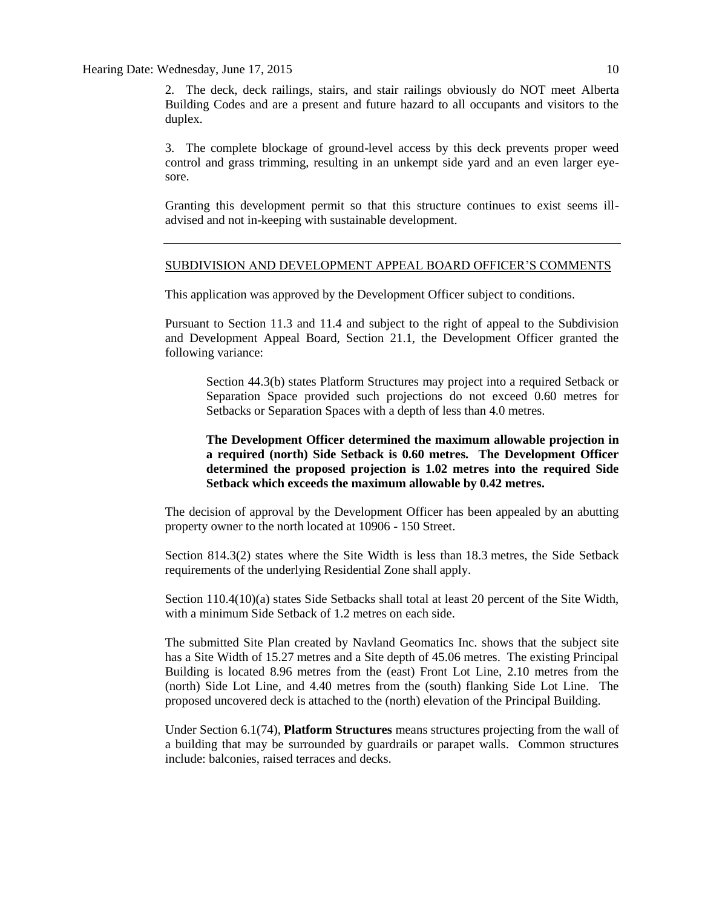2. The deck, deck railings, stairs, and stair railings obviously do NOT meet Alberta Building Codes and are a present and future hazard to all occupants and visitors to the duplex.

3. The complete blockage of ground-level access by this deck prevents proper weed control and grass trimming, resulting in an unkempt side yard and an even larger eye-sore.

Granting this development permit so that this structure continues to exist seems ill-advised and not in-keeping with sustainable development.

---

SUBDIVISION AND DEVELOPMENT APPEAL BOARD OFFICER'S COMMENTS

This application was approved by the Development Officer subject to conditions.

Pursuant to Section 11.3 and 11.4 and subject to the right of appeal to the Subdivision and Development Appeal Board, Section 21.1, the Development Officer granted the following variance:

> Section 44.3(b) states Platform Structures may project into a required Setback or Separation Space provided such projections do not exceed 0.60 metres for Setbacks or Separation Spaces with a depth of less than 4.0 metres.
>
> **The Development Officer determined the maximum allowable projection in a required (north) Side Setback is 0.60 metres. The Development Officer determined the proposed projection is 1.02 metres into the required Side Setback which exceeds the maximum allowable by 0.42 metres.**

The decision of approval by the Development Officer has been appealed by an abutting property owner to the north located at 10906 - 150 Street.

Section 814.3(2) states where the Site Width is less than 18.3 metres, the Side Setback requirements of the underlying Residential Zone shall apply.

Section 110.4(10)(a) states Side Setbacks shall total at least 20 percent of the Site Width, with a minimum Side Setback of 1.2 metres on each side.

The submitted Site Plan created by Navland Geomatics Inc. shows that the subject site has a Site Width of 15.27 metres and a Site depth of 45.06 metres. The existing Principal Building is located 8.96 metres from the (east) Front Lot Line, 2.10 metres from the (north) Side Lot Line, and 4.40 metres from the (south) flanking Side Lot Line. The proposed uncovered deck is attached to the (north) elevation of the Principal Building.

Under Section 6.1(74), **Platform Structures** means structures projecting from the wall of a building that may be surrounded by guardrails or parapet walls. Common structures include: balconies, raised terraces and decks.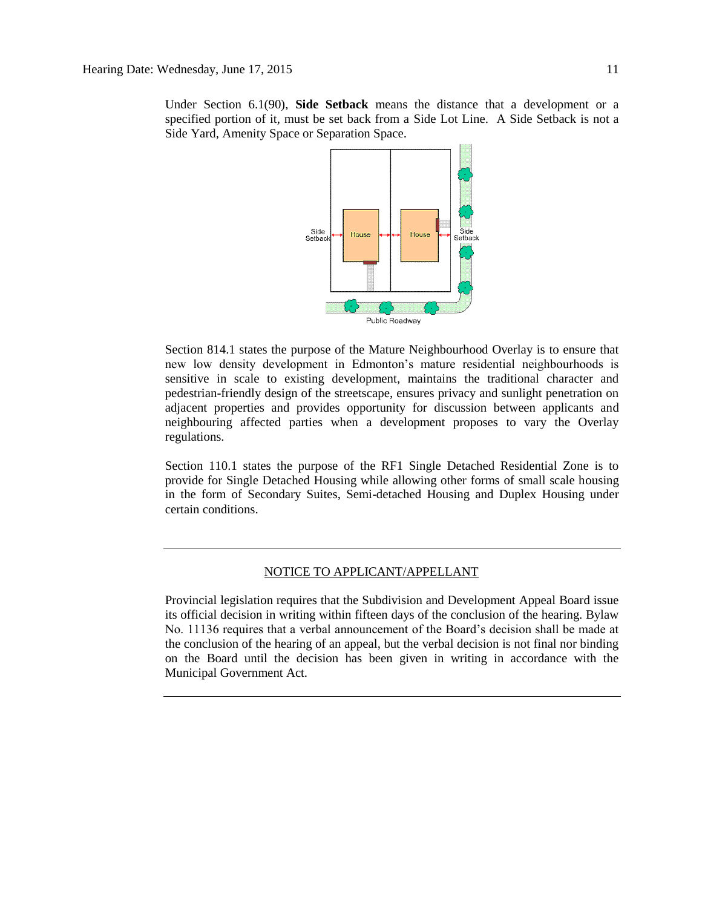Under Section 6.1(90), **Side Setback** means the distance that a development or a specified portion of it, must be set back from a Side Lot Line. A Side Setback is not a Side Yard, Amenity Space or Separation Space.

Section 814.1 states the purpose of the Mature Neighbourhood Overlay is to ensure that new low density development in Edmonton's mature residential neighbourhoods is sensitive in scale to existing development, maintains the traditional character and pedestrian-friendly design of the streetscape, ensures privacy and sunlight penetration on adjacent properties and provides opportunity for discussion between applicants and neighbouring affected parties when a development proposes to vary the Overlay regulations.

Section 110.1 states the purpose of the RF1 Single Detached Residential Zone is to provide for Single Detached Housing while allowing other forms of small scale housing in the form of Secondary Suites, Semi-detached Housing and Duplex Housing under certain conditions.

---

NOTICE TO APPLICANT/APPELLANT

Provincial legislation requires that the Subdivision and Development Appeal Board issue its official decision in writing within fifteen days of the conclusion of the hearing. Bylaw No. 11136 requires that a verbal announcement of the Board's decision shall be made at the conclusion of the hearing of an appeal, but the verbal decision is not final nor binding on the Board until the decision has been given in writing in accordance with the Municipal Government Act.

---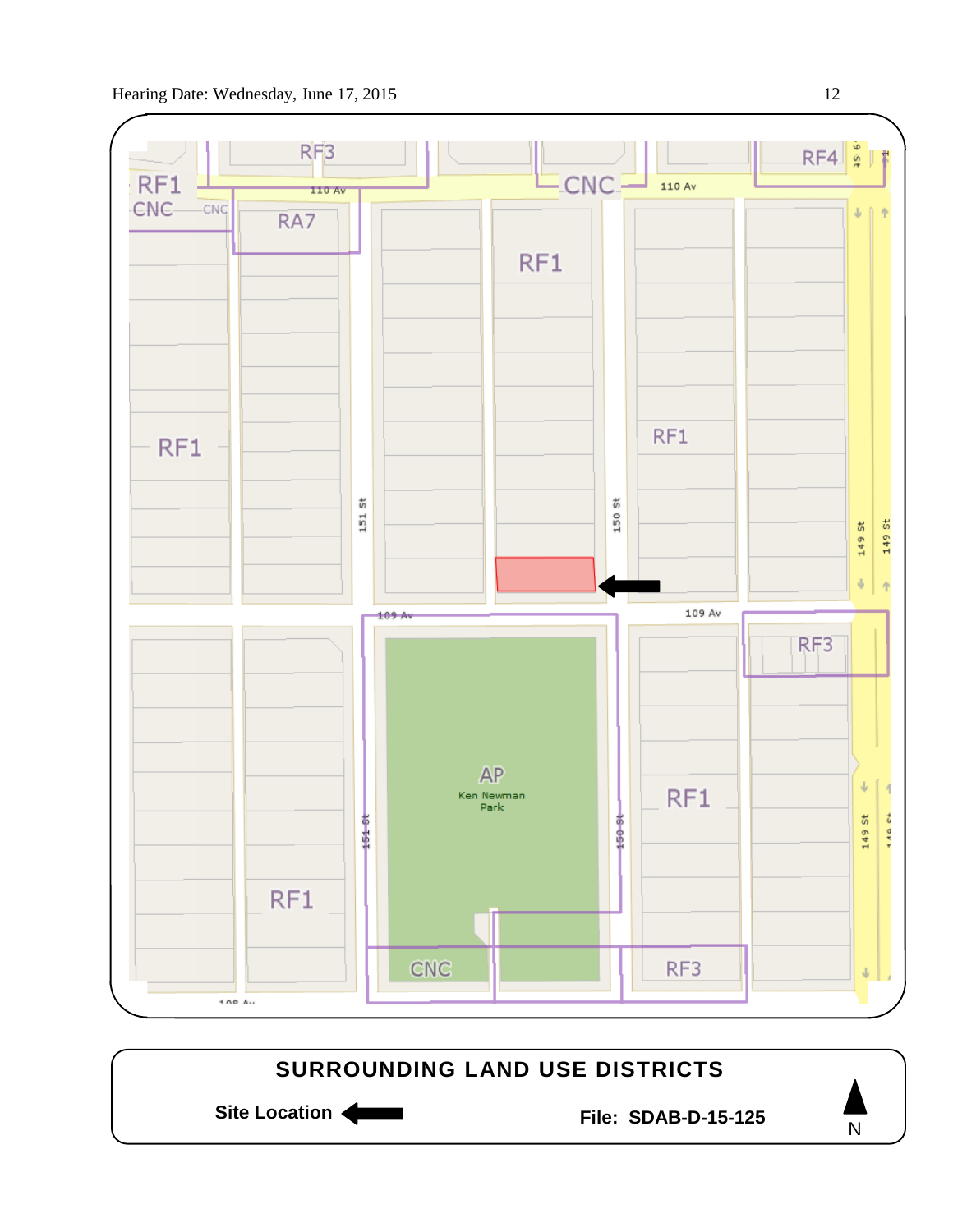**SURROUNDING LAND USE DISTRICTS**

**Site Location** ←

**File: SDAB-D-15-125**

N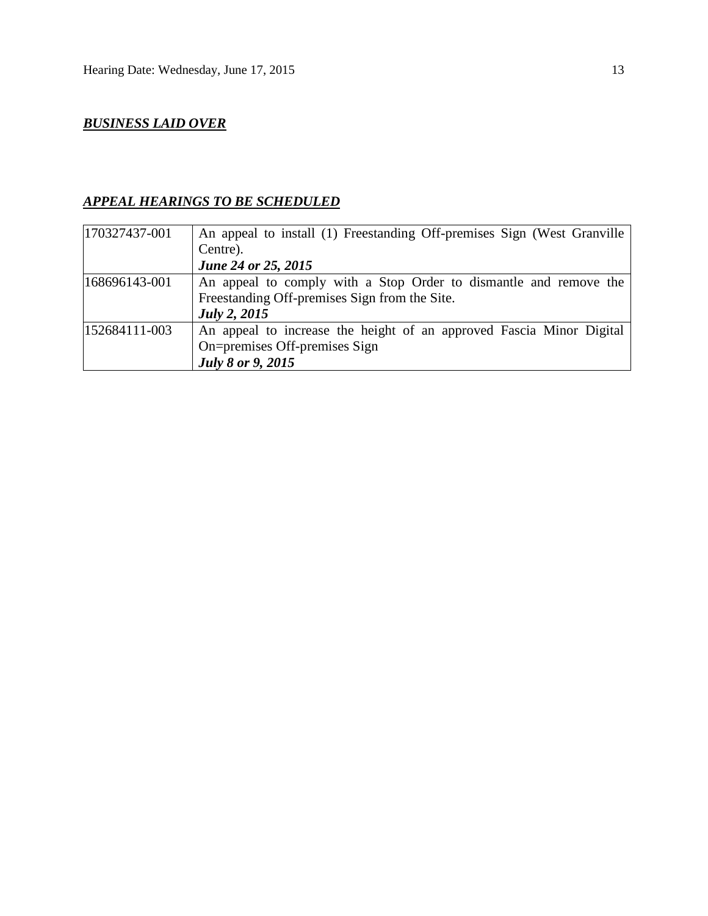***BUSINESS LAID OVER***

***APPEAL HEARINGS TO BE SCHEDULED***

| | |
|---|---|
| 170327437-001 | An appeal to install (1) Freestanding Off-premises Sign (West Granville Centre).<br>***June 24 or 25, 2015*** |
| 168696143-001 | An appeal to comply with a Stop Order to dismantle and remove the Freestanding Off-premises Sign from the Site.<br>***July 2, 2015*** |
| 152684111-003 | An appeal to increase the height of an approved Fascia Minor Digital On=premises Off-premises Sign<br>***July 8 or 9, 2015*** |